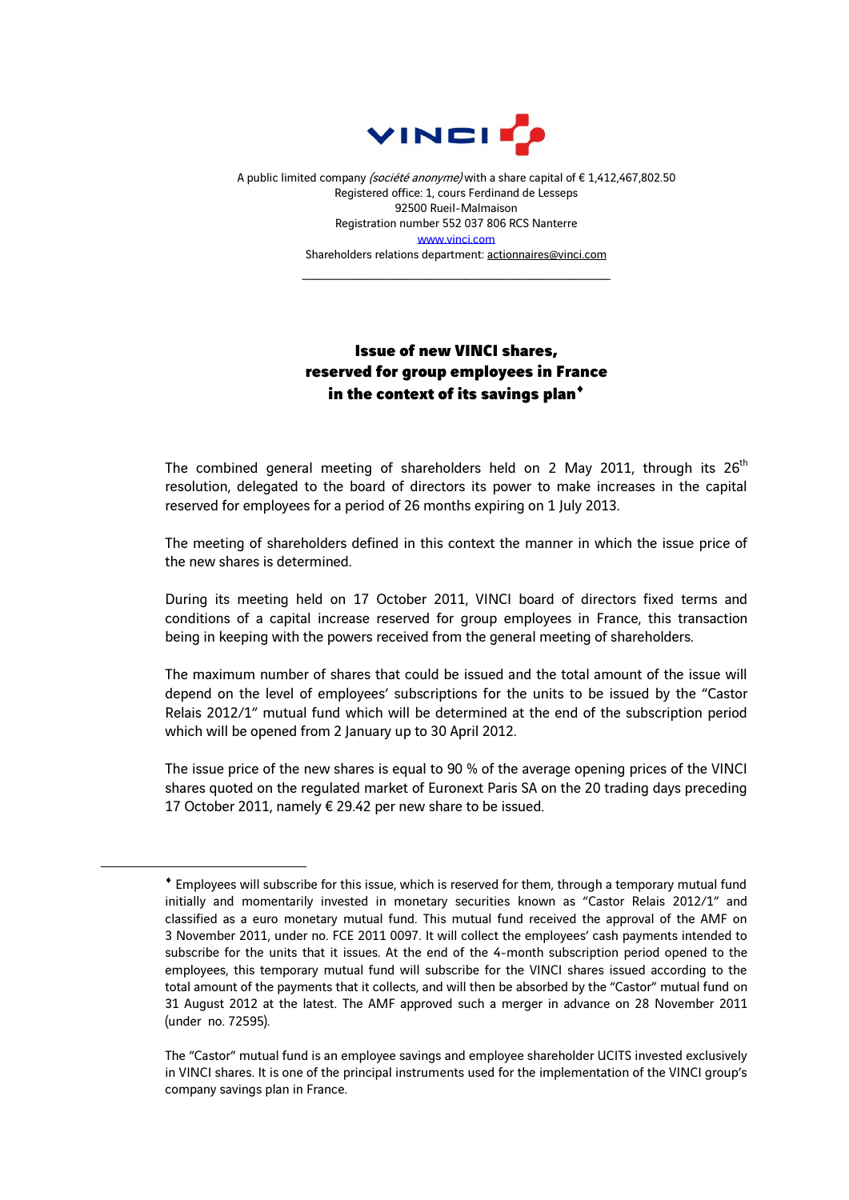A public limited company *(société anonyme)* with a share capital of € 1,412,467,802.50
Registered office: 1, cours Ferdinand de Lesseps
92500 Rueil-Malmaison
Registration number 552 037 806 RCS Nanterre
www.vinci.com
Shareholders relations department: actionnaires@vinci.com

---

# Issue of new VINCI shares, reserved for group employees in France in the context of its savings plan[♦]

The combined general meeting of shareholders held on 2 May 2011, through its 26th resolution, delegated to the board of directors its power to make increases in the capital reserved for employees for a period of 26 months expiring on 1 July 2013.

The meeting of shareholders defined in this context the manner in which the issue price of the new shares is determined.

During its meeting held on 17 October 2011, VINCI board of directors fixed terms and conditions of a capital increase reserved for group employees in France, this transaction being in keeping with the powers received from the general meeting of shareholders.

The maximum number of shares that could be issued and the total amount of the issue will depend on the level of employees' subscriptions for the units to be issued by the "Castor Relais 2012/1" mutual fund which will be determined at the end of the subscription period which will be opened from 2 January up to 30 April 2012.

The issue price of the new shares is equal to 90 % of the average opening prices of the VINCI shares quoted on the regulated market of Euronext Paris SA on the 20 trading days preceding 17 October 2011, namely € 29.42 per new share to be issued.

---

[♦] Employees will subscribe for this issue, which is reserved for them, through a temporary mutual fund initially and momentarily invested in monetary securities known as "Castor Relais 2012/1" and classified as a euro monetary mutual fund. This mutual fund received the approval of the AMF on 3 November 2011, under no. FCE 2011 0097. It will collect the employees' cash payments intended to subscribe for the units that it issues. At the end of the 4-month subscription period opened to the employees, this temporary mutual fund will subscribe for the VINCI shares issued according to the total amount of the payments that it collects, and will then be absorbed by the "Castor" mutual fund on 31 August 2012 at the latest. The AMF approved such a merger in advance on 28 November 2011 (under no. 72595).

The "Castor" mutual fund is an employee savings and employee shareholder UCITS invested exclusively in VINCI shares. It is one of the principal instruments used for the implementation of the VINCI group's company savings plan in France.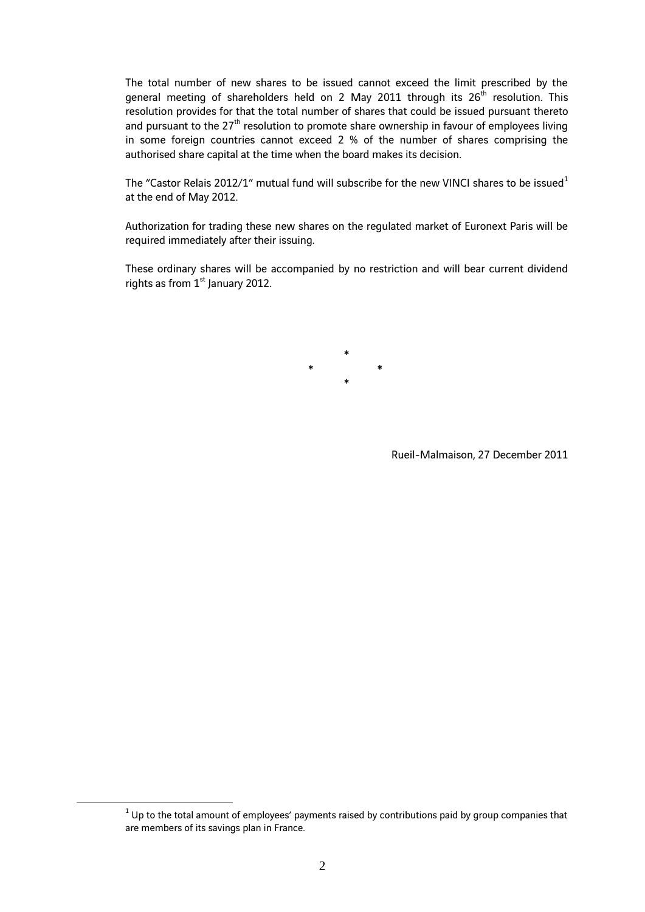The total number of new shares to be issued cannot exceed the limit prescribed by the general meeting of shareholders held on 2 May 2011 through its 26th resolution. This resolution provides for that the total number of shares that could be issued pursuant thereto and pursuant to the 27th resolution to promote share ownership in favour of employees living in some foreign countries cannot exceed 2 % of the number of shares comprising the authorised share capital at the time when the board makes its decision.

The "Castor Relais 2012/1" mutual fund will subscribe for the new VINCI shares to be issued[1] at the end of May 2012.

Authorization for trading these new shares on the regulated market of Euronext Paris will be required immediately after their issuing.

These ordinary shares will be accompanied by no restriction and will bear current dividend rights as from 1st January 2012.

\*

\* \*

\*

Rueil-Malmaison, 27 December 2011

[1] Up to the total amount of employees' payments raised by contributions paid by group companies that are members of its savings plan in France.